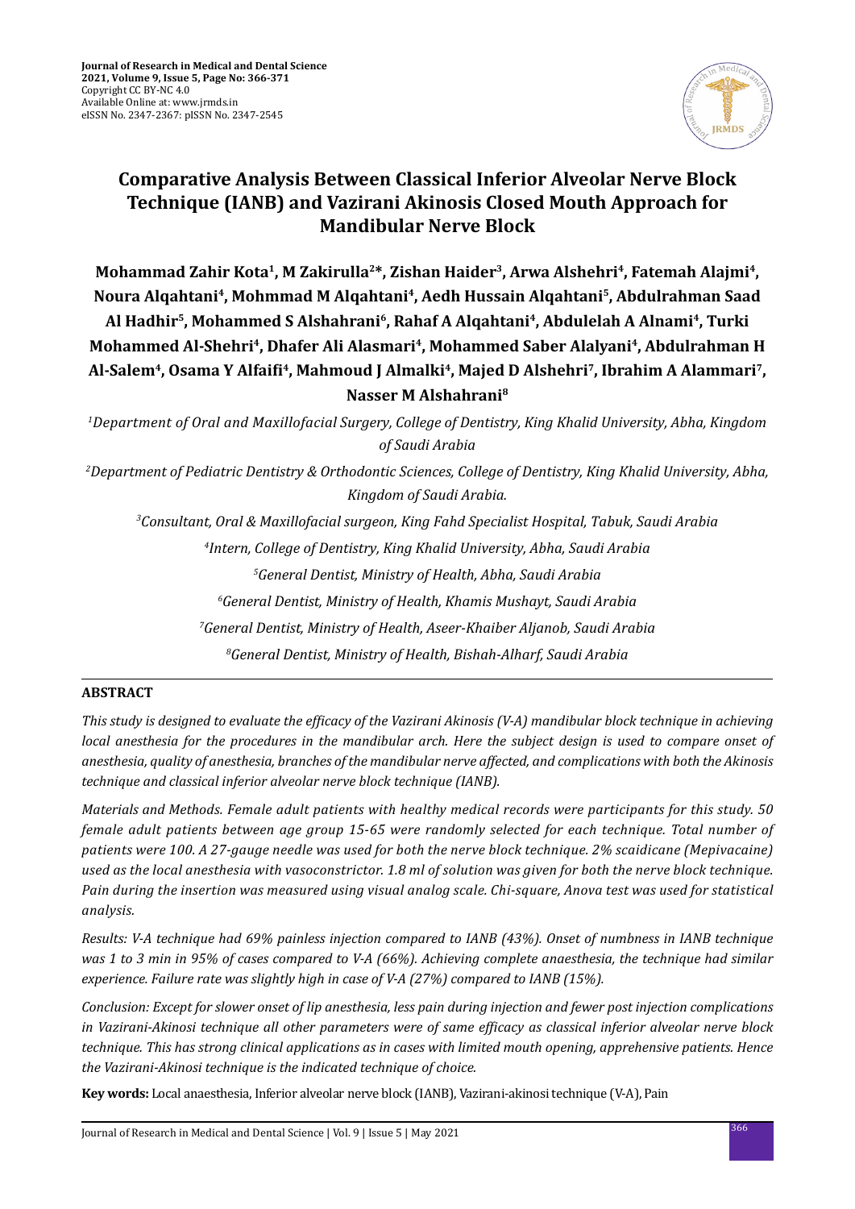# Comparative Analysis Between Classical Inferior Alveolar Nerve Block Technique (IANB) and Vazirani Akinosis Closed Mouth Approach for Mandibular Nerve Block

**Mohammad Zahir Kota[1], M Zakirulla[2]*, Zishan Haider[3], Arwa Alshehri[4], Fatemah Alajmi[4], Noura Alqahtani[4], Mohmmad M Alqahtani[4], Aedh Hussain Alqahtani[5], Abdulrahman Saad Al Hadhir[5], Mohammed S Alshahrani[6], Rahaf A Alqahtani[4], Abdulelah A Alnami[4], Turki Mohammed Al-Shehri[4], Dhafer Ali Alasmari[4], Mohammed Saber Alalyani[4], Abdulrahman H Al-Salem[4], Osama Y Alfaifi[4], Mahmoud J Almalki[4], Majed D Alshehri[7], Ibrahim A Alammari[7], Nasser M Alshahrani[8]**

*[1]Department of Oral and Maxillofacial Surgery, College of Dentistry, King Khalid University, Abha, Kingdom of Saudi Arabia*

*[2]Department of Pediatric Dentistry & Orthodontic Sciences, College of Dentistry, King Khalid University, Abha, Kingdom of Saudi Arabia.*

*[3]Consultant, Oral & Maxillofacial surgeon, King Fahd Specialist Hospital, Tabuk, Saudi Arabia*

*[4]Intern, College of Dentistry, King Khalid University, Abha, Saudi Arabia*

*[5]General Dentist, Ministry of Health, Abha, Saudi Arabia*

*[6]General Dentist, Ministry of Health, Khamis Mushayt, Saudi Arabia*

*[7]General Dentist, Ministry of Health, Aseer-Khaiber Aljanob, Saudi Arabia*

*[8]General Dentist, Ministry of Health, Bishah-Alharf, Saudi Arabia*

## ABSTRACT

*This study is designed to evaluate the efficacy of the Vazirani Akinosis (V-A) mandibular block technique in achieving local anesthesia for the procedures in the mandibular arch. Here the subject design is used to compare onset of anesthesia, quality of anesthesia, branches of the mandibular nerve affected, and complications with both the Akinosis technique and classical inferior alveolar nerve block technique (IANB).*

*Materials and Methods. Female adult patients with healthy medical records were participants for this study. 50 female adult patients between age group 15-65 were randomly selected for each technique. Total number of patients were 100. A 27-gauge needle was used for both the nerve block technique. 2% scaidicane (Mepivacaine) used as the local anesthesia with vasoconstrictor. 1.8 ml of solution was given for both the nerve block technique. Pain during the insertion was measured using visual analog scale. Chi-square, Anova test was used for statistical analysis.*

*Results: V-A technique had 69% painless injection compared to IANB (43%). Onset of numbness in IANB technique was 1 to 3 min in 95% of cases compared to V-A (66%). Achieving complete anaesthesia, the technique had similar experience. Failure rate was slightly high in case of V-A (27%) compared to IANB (15%).*

*Conclusion: Except for slower onset of lip anesthesia, less pain during injection and fewer post injection complications in Vazirani-Akinosi technique all other parameters were of same efficacy as classical inferior alveolar nerve block technique. This has strong clinical applications as in cases with limited mouth opening, apprehensive patients. Hence the Vazirani-Akinosi technique is the indicated technique of choice.*

**Key words:** Local anaesthesia, Inferior alveolar nerve block (IANB), Vazirani-akinosi technique (V-A), Pain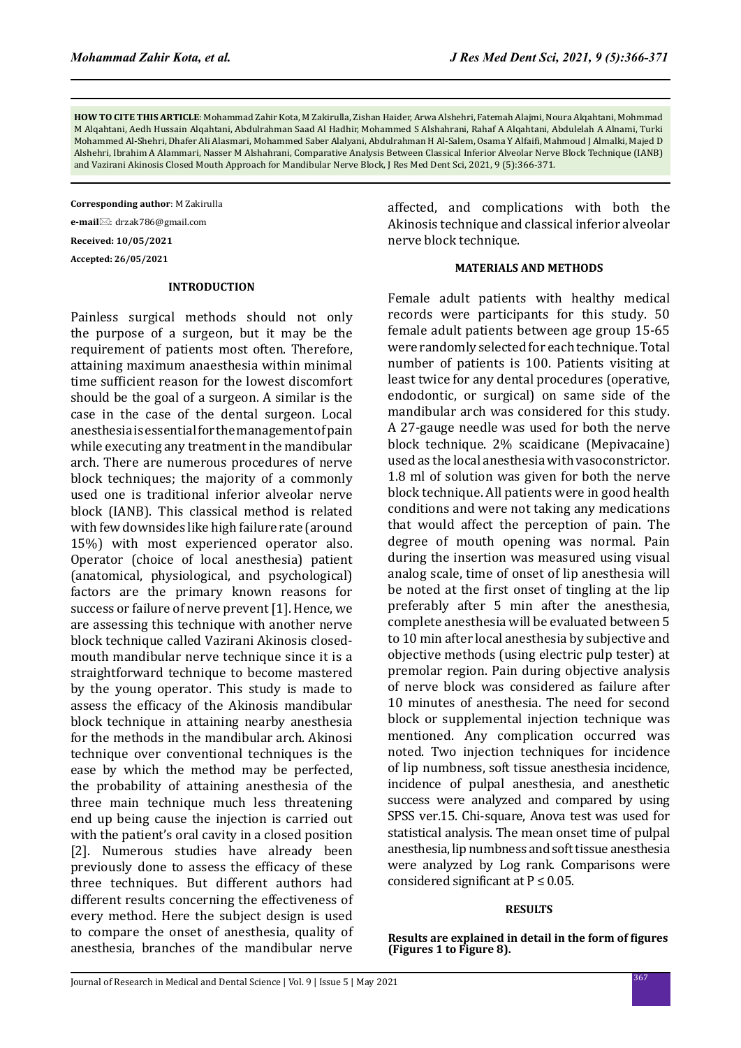**HOW TO CITE THIS ARTICLE**: Mohammad Zahir Kota, M Zakirulla, Zishan Haider, Arwa Alshehri, Fatemah Alajmi, Noura Alqahtani, Mohmmad M Alqahtani, Aedh Hussain Alqahtani, Abdulrahman Saad Al Hadhir, Mohammed S Alshahrani, Rahaf A Alqahtani, Abdulelah A Alnami, Turki Mohammed Al-Shehri, Dhafer Ali Alasmari, Mohammed Saber Alalyani, Abdulrahman H Al-Salem, Osama Y Alfaifi, Mahmoud J Almalki, Majed D Alshehri, Ibrahim A Alammari, Nasser M Alshahrani, Comparative Analysis Between Classical Inferior Alveolar Nerve Block Technique (IANB) and Vazirani Akinosis Closed Mouth Approach for Mandibular Nerve Block, J Res Med Dent Sci, 2021, 9 (5):366-371.

**Corresponding author**: M Zakirulla

**e-mail**✉: drzak786@gmail.com

**Received: 10/05/2021**

**Accepted: 26/05/2021**

## INTRODUCTION

Painless surgical methods should not only the purpose of a surgeon, but it may be the requirement of patients most often. Therefore, attaining maximum anaesthesia within minimal time sufficient reason for the lowest discomfort should be the goal of a surgeon. A similar is the case in the case of the dental surgeon. Local anesthesia is essential for the management of pain while executing any treatment in the mandibular arch. There are numerous procedures of nerve block techniques; the majority of a commonly used one is traditional inferior alveolar nerve block (IANB). This classical method is related with few downsides like high failure rate (around 15%) with most experienced operator also. Operator (choice of local anesthesia) patient (anatomical, physiological, and psychological) factors are the primary known reasons for success or failure of nerve prevent [1]. Hence, we are assessing this technique with another nerve block technique called Vazirani Akinosis closed-mouth mandibular nerve technique since it is a straightforward technique to become mastered by the young operator. This study is made to assess the efficacy of the Akinosis mandibular block technique in attaining nearby anesthesia for the methods in the mandibular arch. Akinosi technique over conventional techniques is the ease by which the method may be perfected, the probability of attaining anesthesia of the three main technique much less threatening end up being cause the injection is carried out with the patient's oral cavity in a closed position [2]. Numerous studies have already been previously done to assess the efficacy of these three techniques. But different authors had different results concerning the effectiveness of every method. Here the subject design is used to compare the onset of anesthesia, quality of anesthesia, branches of the mandibular nerve affected, and complications with both the Akinosis technique and classical inferior alveolar nerve block technique.

## MATERIALS AND METHODS

Female adult patients with healthy medical records were participants for this study. 50 female adult patients between age group 15-65 were randomly selected for each technique. Total number of patients is 100. Patients visiting at least twice for any dental procedures (operative, endodontic, or surgical) on same side of the mandibular arch was considered for this study. A 27-gauge needle was used for both the nerve block technique. 2% scaidicane (Mepivacaine) used as the local anesthesia with vasoconstrictor. 1.8 ml of solution was given for both the nerve block technique. All patients were in good health conditions and were not taking any medications that would affect the perception of pain. The degree of mouth opening was normal. Pain during the insertion was measured using visual analog scale, time of onset of lip anesthesia will be noted at the first onset of tingling at the lip preferably after 5 min after the anesthesia, complete anesthesia will be evaluated between 5 to 10 min after local anesthesia by subjective and objective methods (using electric pulp tester) at premolar region. Pain during objective analysis of nerve block was considered as failure after 10 minutes of anesthesia. The need for second block or supplemental injection technique was mentioned. Any complication occurred was noted. Two injection techniques for incidence of lip numbness, soft tissue anesthesia incidence, incidence of pulpal anesthesia, and anesthetic success were analyzed and compared by using SPSS ver.15. Chi-square, Anova test was used for statistical analysis. The mean onset time of pulpal anesthesia, lip numbness and soft tissue anesthesia were analyzed by Log rank. Comparisons were considered significant at $P \leq 0.05$.

## RESULTS

**Results are explained in detail in the form of figures (Figures 1 to Figure 8).**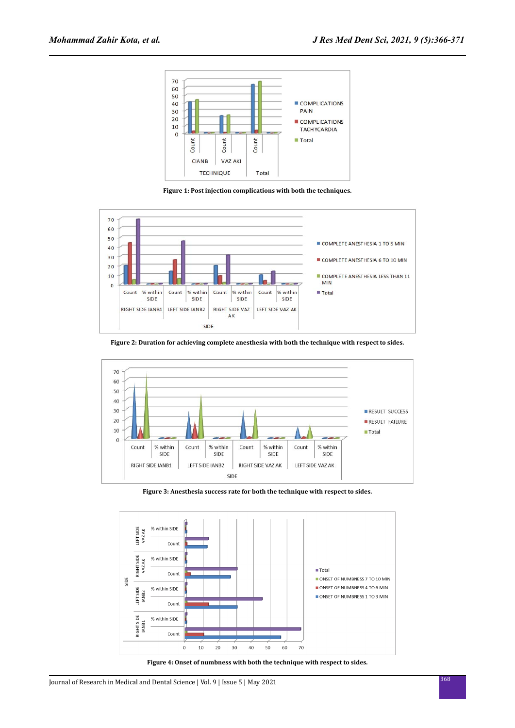Figure 1: Post injection complications with both the techniques.

Figure 2: Duration for achieving complete anesthesia with both the technique with respect to sides.

Figure 3: Anesthesia success rate for both the technique with respect to sides.

Figure 4: Onset of numbness with both the technique with respect to sides.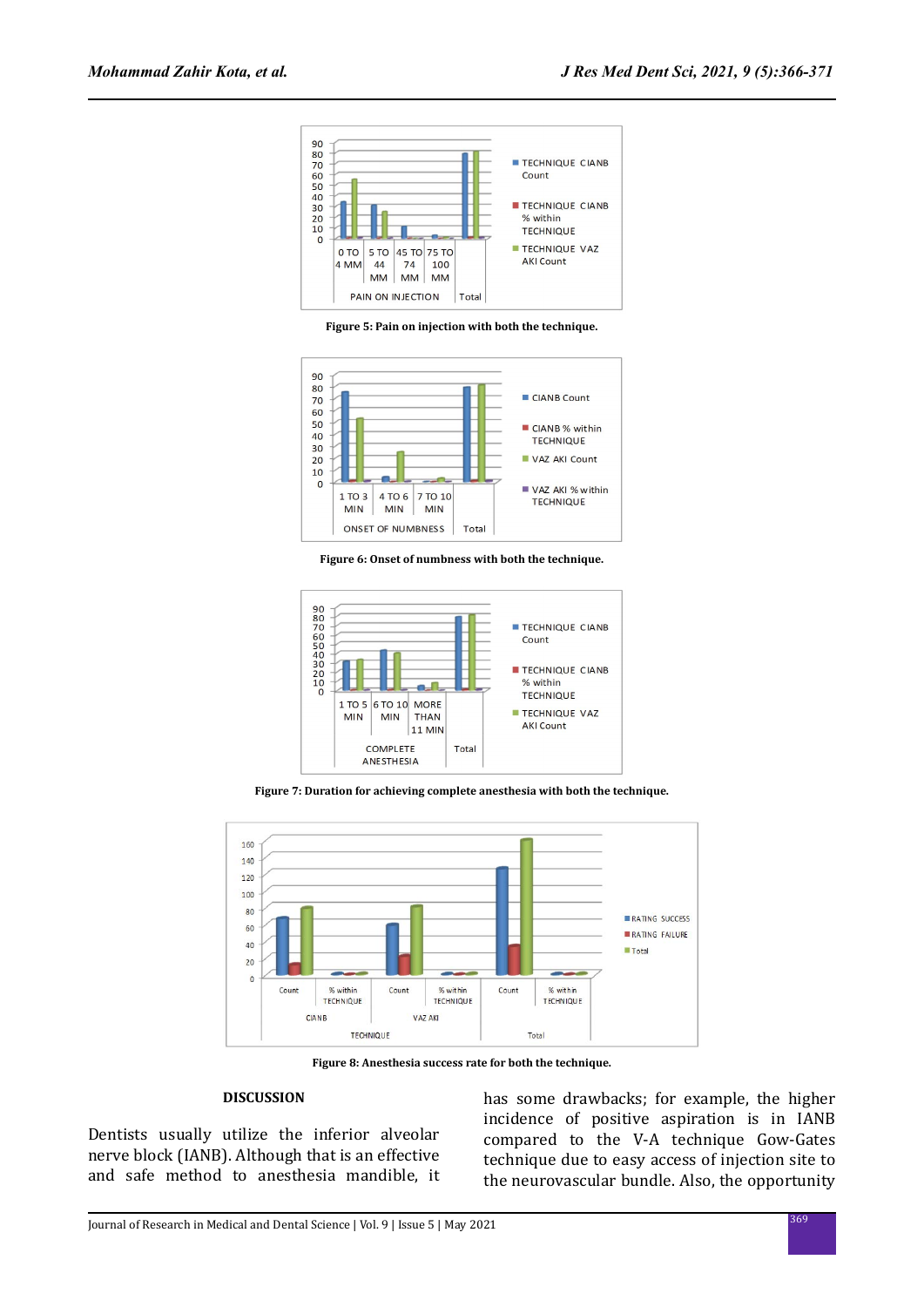Figure 5: Pain on injection with both the technique.

Figure 6: Onset of numbness with both the technique.

Figure 7: Duration for achieving complete anesthesia with both the technique.

Figure 8: Anesthesia success rate for both the technique.

## DISCUSSION

Dentists usually utilize the inferior alveolar nerve block (IANB). Although that is an effective and safe method to anesthesia mandible, it has some drawbacks; for example, the higher incidence of positive aspiration is in IANB compared to the V-A technique Gow-Gates technique due to easy access of injection site to the neurovascular bundle. Also, the opportunity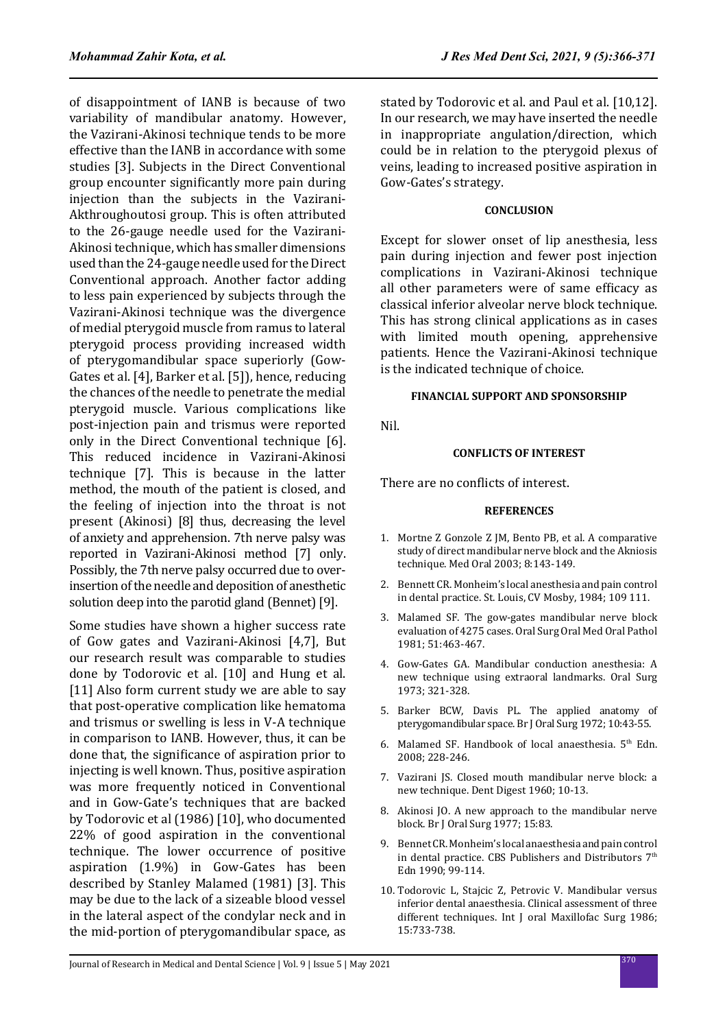of disappointment of IANB is because of two variability of mandibular anatomy. However, the Vazirani-Akinosi technique tends to be more effective than the IANB in accordance with some studies [3]. Subjects in the Direct Conventional group encounter significantly more pain during injection than the subjects in the Vazirani-Akthroughoutosi group. This is often attributed to the 26-gauge needle used for the Vazirani-Akinosi technique, which has smaller dimensions used than the 24-gauge needle used for the Direct Conventional approach. Another factor adding to less pain experienced by subjects through the Vazirani-Akinosi technique was the divergence of medial pterygoid muscle from ramus to lateral pterygoid process providing increased width of pterygomandibular space superiorly (Gow-Gates et al. [4], Barker et al. [5]), hence, reducing the chances of the needle to penetrate the medial pterygoid muscle. Various complications like post-injection pain and trismus were reported only in the Direct Conventional technique [6]. This reduced incidence in Vazirani-Akinosi technique [7]. This is because in the latter method, the mouth of the patient is closed, and the feeling of injection into the throat is not present (Akinosi) [8] thus, decreasing the level of anxiety and apprehension. 7th nerve palsy was reported in Vazirani-Akinosi method [7] only. Possibly, the 7th nerve palsy occurred due to over-insertion of the needle and deposition of anesthetic solution deep into the parotid gland (Bennet) [9].

Some studies have shown a higher success rate of Gow gates and Vazirani-Akinosi [4,7], But our research result was comparable to studies done by Todorovic et al. [10] and Hung et al. [11] Also form current study we are able to say that post-operative complication like hematoma and trismus or swelling is less in V-A technique in comparison to IANB. However, thus, it can be done that, the significance of aspiration prior to injecting is well known. Thus, positive aspiration was more frequently noticed in Conventional and in Gow-Gate's techniques that are backed by Todorovic et al (1986) [10], who documented 22% of good aspiration in the conventional technique. The lower occurrence of positive aspiration (1.9%) in Gow-Gates has been described by Stanley Malamed (1981) [3]. This may be due to the lack of a sizeable blood vessel in the lateral aspect of the condylar neck and in the mid-portion of pterygomandibular space, as stated by Todorovic et al. and Paul et al. [10,12]. In our research, we may have inserted the needle in inappropriate angulation/direction, which could be in relation to the pterygoid plexus of veins, leading to increased positive aspiration in Gow-Gates's strategy.

## CONCLUSION

Except for slower onset of lip anesthesia, less pain during injection and fewer post injection complications in Vazirani-Akinosi technique all other parameters were of same efficacy as classical inferior alveolar nerve block technique. This has strong clinical applications as in cases with limited mouth opening, apprehensive patients. Hence the Vazirani-Akinosi technique is the indicated technique of choice.

## FINANCIAL SUPPORT AND SPONSORSHIP

Nil.

## CONFLICTS OF INTEREST

There are no conflicts of interest.

## REFERENCES

1. Mortne Z Gonzole Z JM, Bento PB, et al. A comparative study of direct mandibular nerve block and the Akniosis technique. Med Oral 2003; 8:143-149.
2. Bennett CR. Monheim's local anesthesia and pain control in dental practice. St. Louis, CV Mosby, 1984; 109 111.
3. Malamed SF. The gow-gates mandibular nerve block evaluation of 4275 cases. Oral Surg Oral Med Oral Pathol 1981; 51:463-467.
4. Gow-Gates GA. Mandibular conduction anesthesia: A new technique using extraoral landmarks. Oral Surg 1973; 321-328.
5. Barker BCW, Davis PL. The applied anatomy of pterygomandibular space. Br J Oral Surg 1972; 10:43-55.
6. Malamed SF. Handbook of local anaesthesia. 5th Edn. 2008; 228-246.
7. Vazirani JS. Closed mouth mandibular nerve block: a new technique. Dent Digest 1960; 10-13.
8. Akinosi JO. A new approach to the mandibular nerve block. Br J Oral Surg 1977; 15:83.
9. Bennet CR. Monheim's local anaesthesia and pain control in dental practice. CBS Publishers and Distributors 7th Edn 1990; 99-114.
10. Todorovic L, Stajcic Z, Petrovic V. Mandibular versus inferior dental anaesthesia. Clinical assessment of three different techniques. Int J oral Maxillofac Surg 1986; 15:733-738.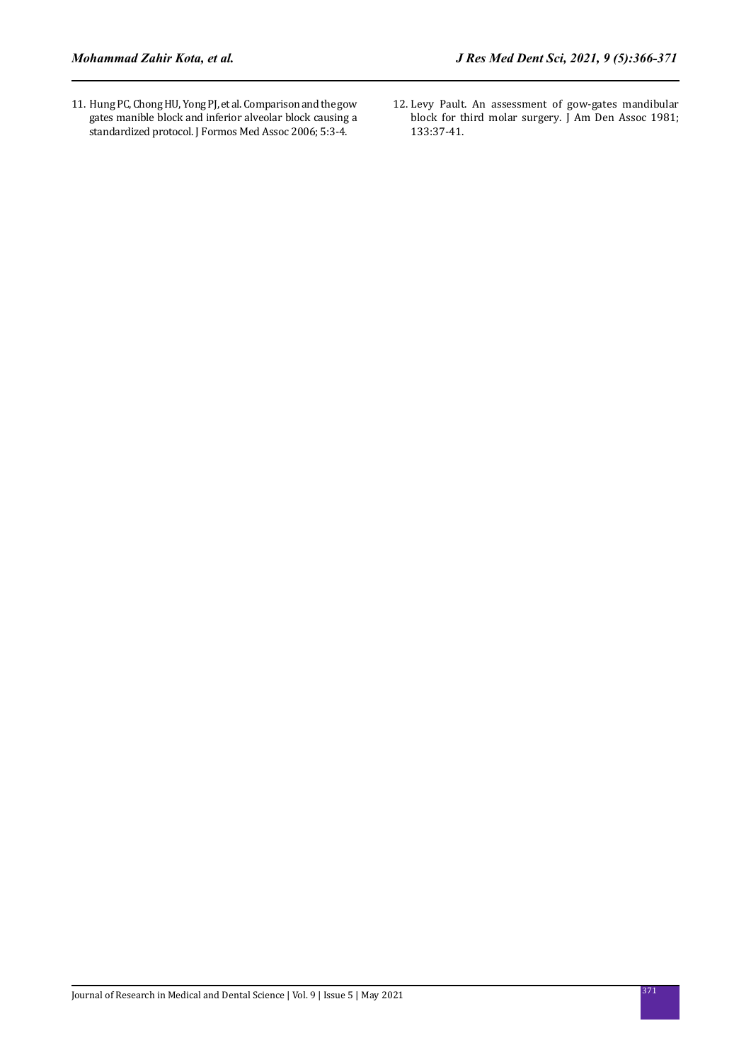11. Hung PC, Chong HU, Yong PJ, et al. Comparison and the gow gates manible block and inferior alveolar block causing a standardized protocol. J Formos Med Assoc 2006; 5:3-4.

12. Levy Pault. An assessment of gow-gates mandibular block for third molar surgery. J Am Den Assoc 1981; 133:37-41.